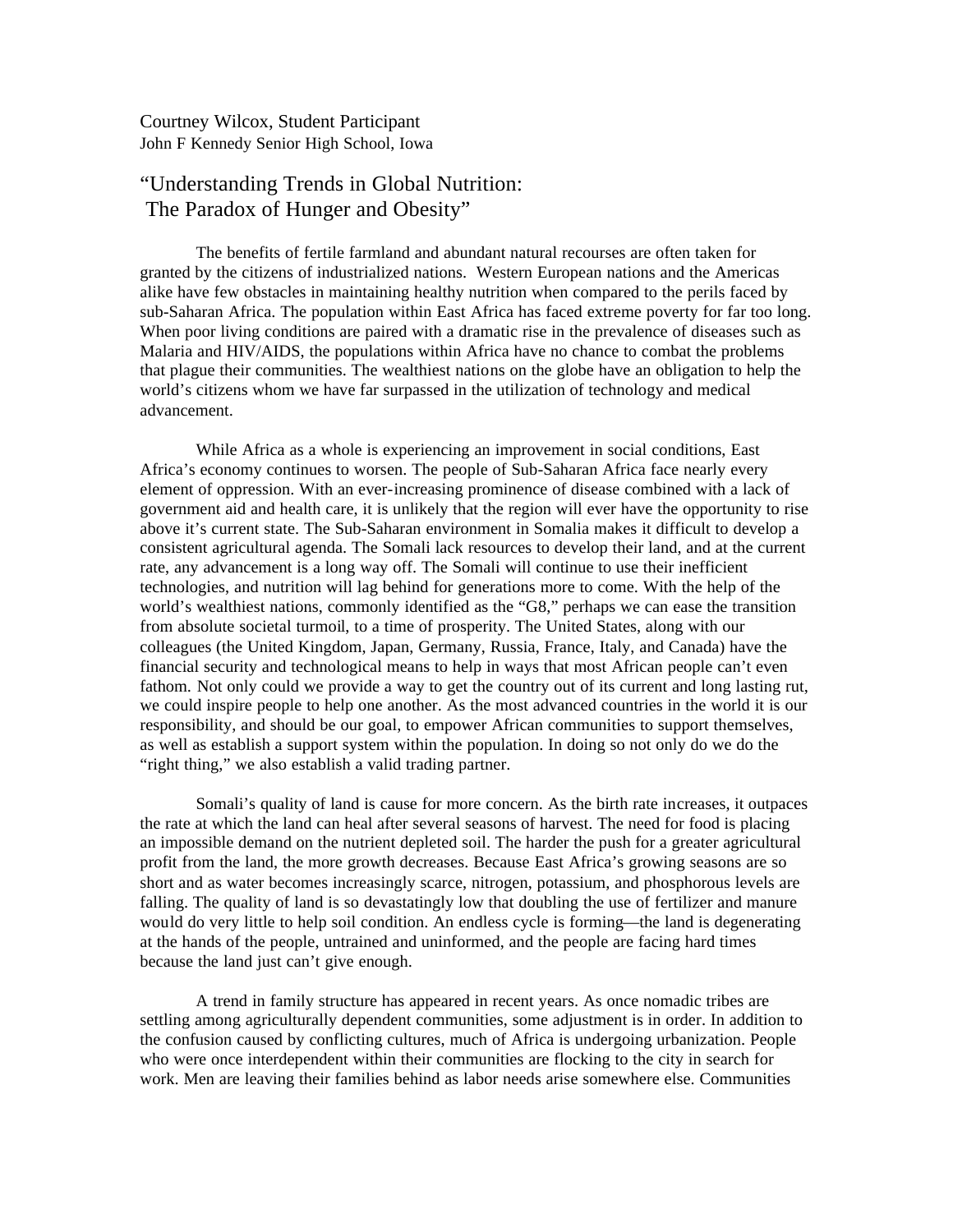Courtney Wilcox, Student Participant
John F Kennedy Senior High School, Iowa

# "Understanding Trends in Global Nutrition: The Paradox of Hunger and Obesity"

The benefits of fertile farmland and abundant natural recourses are often taken for granted by the citizens of industrialized nations. Western European nations and the Americas alike have few obstacles in maintaining healthy nutrition when compared to the perils faced by sub-Saharan Africa. The population within East Africa has faced extreme poverty for far too long. When poor living conditions are paired with a dramatic rise in the prevalence of diseases such as Malaria and HIV/AIDS, the populations within Africa have no chance to combat the problems that plague their communities. The wealthiest nations on the globe have an obligation to help the world's citizens whom we have far surpassed in the utilization of technology and medical advancement.

While Africa as a whole is experiencing an improvement in social conditions, East Africa's economy continues to worsen. The people of Sub-Saharan Africa face nearly every element of oppression. With an ever-increasing prominence of disease combined with a lack of government aid and health care, it is unlikely that the region will ever have the opportunity to rise above it's current state. The Sub-Saharan environment in Somalia makes it difficult to develop a consistent agricultural agenda. The Somali lack resources to develop their land, and at the current rate, any advancement is a long way off. The Somali will continue to use their inefficient technologies, and nutrition will lag behind for generations more to come. With the help of the world's wealthiest nations, commonly identified as the "G8," perhaps we can ease the transition from absolute societal turmoil, to a time of prosperity. The United States, along with our colleagues (the United Kingdom, Japan, Germany, Russia, France, Italy, and Canada) have the financial security and technological means to help in ways that most African people can't even fathom. Not only could we provide a way to get the country out of its current and long lasting rut, we could inspire people to help one another. As the most advanced countries in the world it is our responsibility, and should be our goal, to empower African communities to support themselves, as well as establish a support system within the population. In doing so not only do we do the "right thing," we also establish a valid trading partner.

Somali's quality of land is cause for more concern. As the birth rate increases, it outpaces the rate at which the land can heal after several seasons of harvest. The need for food is placing an impossible demand on the nutrient depleted soil. The harder the push for a greater agricultural profit from the land, the more growth decreases. Because East Africa's growing seasons are so short and as water becomes increasingly scarce, nitrogen, potassium, and phosphorous levels are falling. The quality of land is so devastatingly low that doubling the use of fertilizer and manure would do very little to help soil condition. An endless cycle is forming—the land is degenerating at the hands of the people, untrained and uninformed, and the people are facing hard times because the land just can't give enough.

A trend in family structure has appeared in recent years. As once nomadic tribes are settling among agriculturally dependent communities, some adjustment is in order. In addition to the confusion caused by conflicting cultures, much of Africa is undergoing urbanization. People who were once interdependent within their communities are flocking to the city in search for work. Men are leaving their families behind as labor needs arise somewhere else. Communities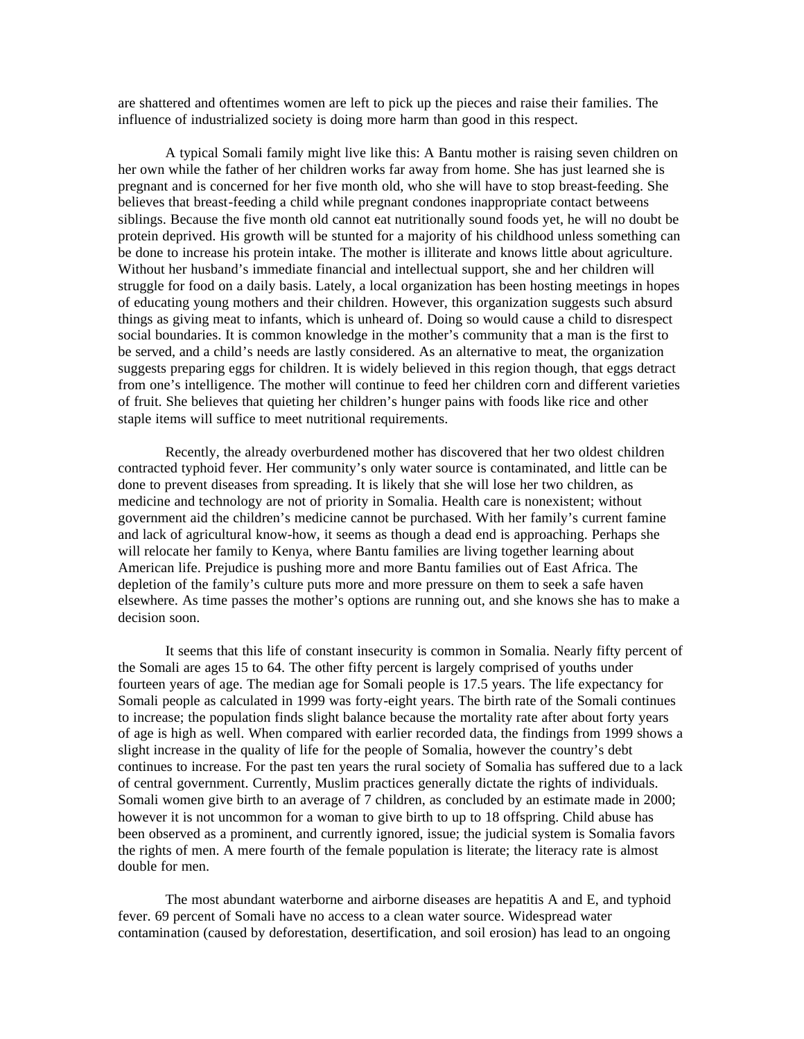are shattered and oftentimes women are left to pick up the pieces and raise their families. The influence of industrialized society is doing more harm than good in this respect.

A typical Somali family might live like this: A Bantu mother is raising seven children on her own while the father of her children works far away from home. She has just learned she is pregnant and is concerned for her five month old, who she will have to stop breast-feeding. She believes that breast-feeding a child while pregnant condones inappropriate contact betweens siblings. Because the five month old cannot eat nutritionally sound foods yet, he will no doubt be protein deprived. His growth will be stunted for a majority of his childhood unless something can be done to increase his protein intake. The mother is illiterate and knows little about agriculture. Without her husband's immediate financial and intellectual support, she and her children will struggle for food on a daily basis. Lately, a local organization has been hosting meetings in hopes of educating young mothers and their children. However, this organization suggests such absurd things as giving meat to infants, which is unheard of. Doing so would cause a child to disrespect social boundaries. It is common knowledge in the mother's community that a man is the first to be served, and a child's needs are lastly considered. As an alternative to meat, the organization suggests preparing eggs for children. It is widely believed in this region though, that eggs detract from one's intelligence. The mother will continue to feed her children corn and different varieties of fruit. She believes that quieting her children's hunger pains with foods like rice and other staple items will suffice to meet nutritional requirements.

Recently, the already overburdened mother has discovered that her two oldest children contracted typhoid fever. Her community's only water source is contaminated, and little can be done to prevent diseases from spreading. It is likely that she will lose her two children, as medicine and technology are not of priority in Somalia. Health care is nonexistent; without government aid the children's medicine cannot be purchased. With her family's current famine and lack of agricultural know-how, it seems as though a dead end is approaching. Perhaps she will relocate her family to Kenya, where Bantu families are living together learning about American life. Prejudice is pushing more and more Bantu families out of East Africa. The depletion of the family's culture puts more and more pressure on them to seek a safe haven elsewhere. As time passes the mother's options are running out, and she knows she has to make a decision soon.

It seems that this life of constant insecurity is common in Somalia. Nearly fifty percent of the Somali are ages 15 to 64. The other fifty percent is largely comprised of youths under fourteen years of age. The median age for Somali people is 17.5 years. The life expectancy for Somali people as calculated in 1999 was forty-eight years. The birth rate of the Somali continues to increase; the population finds slight balance because the mortality rate after about forty years of age is high as well. When compared with earlier recorded data, the findings from 1999 shows a slight increase in the quality of life for the people of Somalia, however the country's debt continues to increase. For the past ten years the rural society of Somalia has suffered due to a lack of central government. Currently, Muslim practices generally dictate the rights of individuals. Somali women give birth to an average of 7 children, as concluded by an estimate made in 2000; however it is not uncommon for a woman to give birth to up to 18 offspring. Child abuse has been observed as a prominent, and currently ignored, issue; the judicial system is Somalia favors the rights of men. A mere fourth of the female population is literate; the literacy rate is almost double for men.

The most abundant waterborne and airborne diseases are hepatitis A and E, and typhoid fever. 69 percent of Somali have no access to a clean water source. Widespread water contamination (caused by deforestation, desertification, and soil erosion) has lead to an ongoing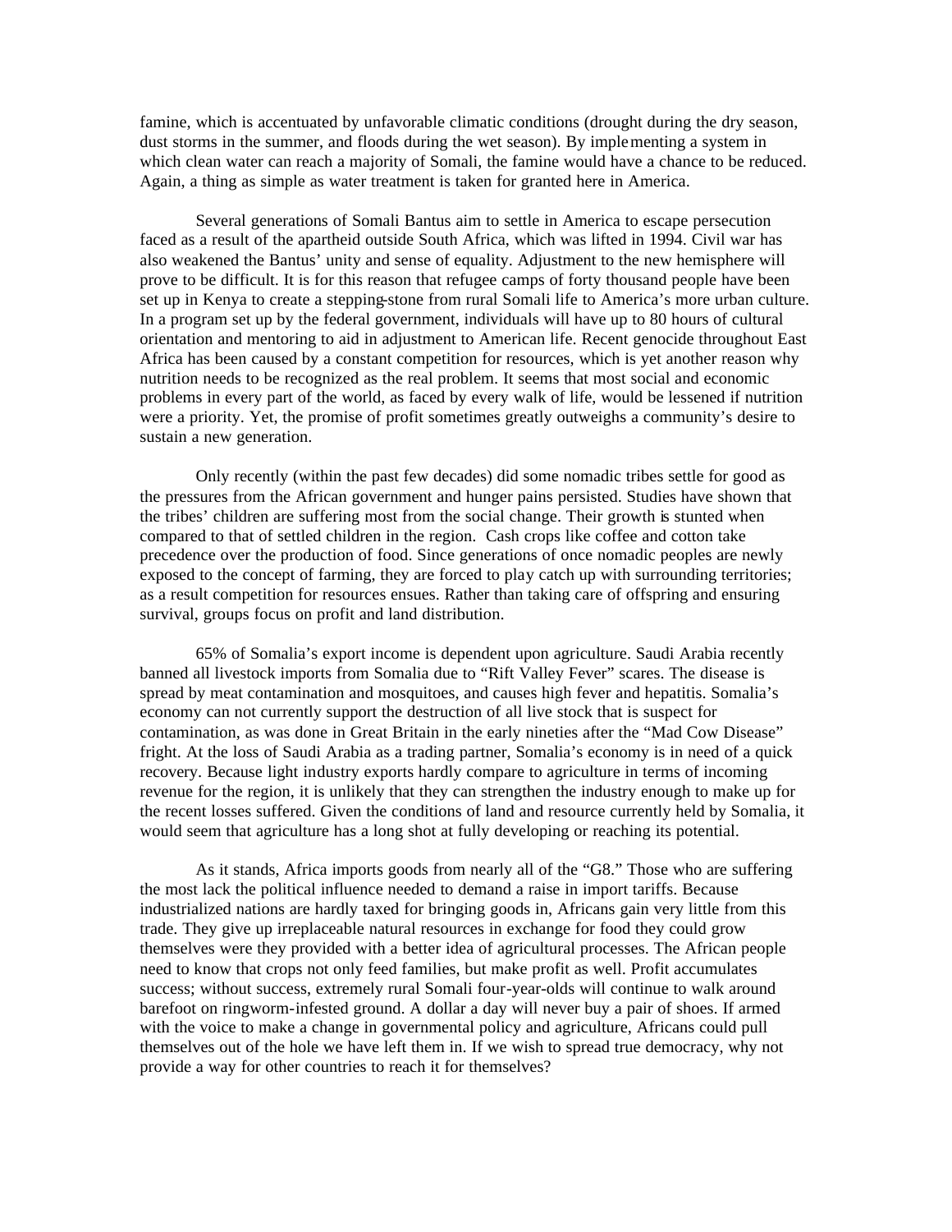famine, which is accentuated by unfavorable climatic conditions (drought during the dry season, dust storms in the summer, and floods during the wet season). By implementing a system in which clean water can reach a majority of Somali, the famine would have a chance to be reduced. Again, a thing as simple as water treatment is taken for granted here in America.

Several generations of Somali Bantus aim to settle in America to escape persecution faced as a result of the apartheid outside South Africa, which was lifted in 1994. Civil war has also weakened the Bantus' unity and sense of equality. Adjustment to the new hemisphere will prove to be difficult. It is for this reason that refugee camps of forty thousand people have been set up in Kenya to create a stepping-stone from rural Somali life to America's more urban culture. In a program set up by the federal government, individuals will have up to 80 hours of cultural orientation and mentoring to aid in adjustment to American life. Recent genocide throughout East Africa has been caused by a constant competition for resources, which is yet another reason why nutrition needs to be recognized as the real problem. It seems that most social and economic problems in every part of the world, as faced by every walk of life, would be lessened if nutrition were a priority. Yet, the promise of profit sometimes greatly outweighs a community's desire to sustain a new generation.

Only recently (within the past few decades) did some nomadic tribes settle for good as the pressures from the African government and hunger pains persisted. Studies have shown that the tribes' children are suffering most from the social change. Their growth is stunted when compared to that of settled children in the region. Cash crops like coffee and cotton take precedence over the production of food. Since generations of once nomadic peoples are newly exposed to the concept of farming, they are forced to play catch up with surrounding territories; as a result competition for resources ensues. Rather than taking care of offspring and ensuring survival, groups focus on profit and land distribution.

65% of Somalia's export income is dependent upon agriculture. Saudi Arabia recently banned all livestock imports from Somalia due to "Rift Valley Fever" scares. The disease is spread by meat contamination and mosquitoes, and causes high fever and hepatitis. Somalia's economy can not currently support the destruction of all live stock that is suspect for contamination, as was done in Great Britain in the early nineties after the "Mad Cow Disease" fright. At the loss of Saudi Arabia as a trading partner, Somalia's economy is in need of a quick recovery. Because light industry exports hardly compare to agriculture in terms of incoming revenue for the region, it is unlikely that they can strengthen the industry enough to make up for the recent losses suffered. Given the conditions of land and resource currently held by Somalia, it would seem that agriculture has a long shot at fully developing or reaching its potential.

As it stands, Africa imports goods from nearly all of the "G8." Those who are suffering the most lack the political influence needed to demand a raise in import tariffs. Because industrialized nations are hardly taxed for bringing goods in, Africans gain very little from this trade. They give up irreplaceable natural resources in exchange for food they could grow themselves were they provided with a better idea of agricultural processes. The African people need to know that crops not only feed families, but make profit as well. Profit accumulates success; without success, extremely rural Somali four-year-olds will continue to walk around barefoot on ringworm-infested ground. A dollar a day will never buy a pair of shoes. If armed with the voice to make a change in governmental policy and agriculture, Africans could pull themselves out of the hole we have left them in. If we wish to spread true democracy, why not provide a way for other countries to reach it for themselves?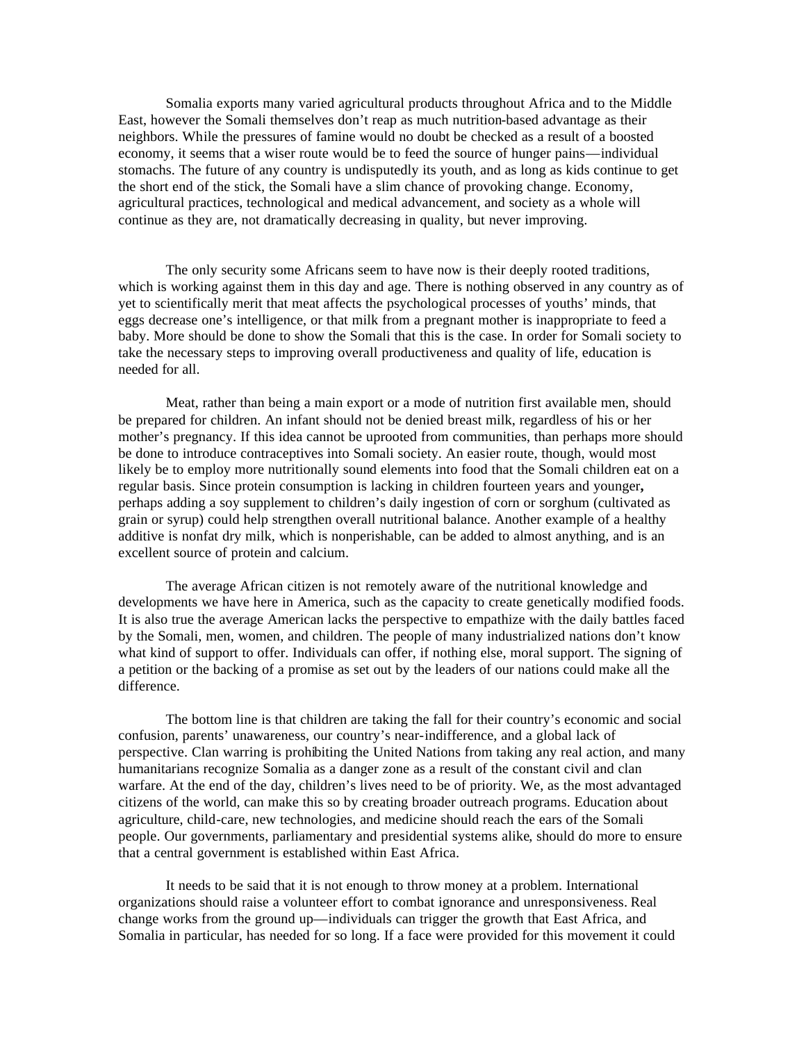Somalia exports many varied agricultural products throughout Africa and to the Middle East, however the Somali themselves don't reap as much nutrition-based advantage as their neighbors. While the pressures of famine would no doubt be checked as a result of a boosted economy, it seems that a wiser route would be to feed the source of hunger pains—individual stomachs. The future of any country is undisputedly its youth, and as long as kids continue to get the short end of the stick, the Somali have a slim chance of provoking change. Economy, agricultural practices, technological and medical advancement, and society as a whole will continue as they are, not dramatically decreasing in quality, but never improving.

The only security some Africans seem to have now is their deeply rooted traditions, which is working against them in this day and age. There is nothing observed in any country as of yet to scientifically merit that meat affects the psychological processes of youths' minds, that eggs decrease one's intelligence, or that milk from a pregnant mother is inappropriate to feed a baby. More should be done to show the Somali that this is the case. In order for Somali society to take the necessary steps to improving overall productiveness and quality of life, education is needed for all.

Meat, rather than being a main export or a mode of nutrition first available men, should be prepared for children. An infant should not be denied breast milk, regardless of his or her mother's pregnancy. If this idea cannot be uprooted from communities, than perhaps more should be done to introduce contraceptives into Somali society. An easier route, though, would most likely be to employ more nutritionally sound elements into food that the Somali children eat on a regular basis. Since protein consumption is lacking in children fourteen years and younger**,** perhaps adding a soy supplement to children's daily ingestion of corn or sorghum (cultivated as grain or syrup) could help strengthen overall nutritional balance. Another example of a healthy additive is nonfat dry milk, which is nonperishable, can be added to almost anything, and is an excellent source of protein and calcium.

The average African citizen is not remotely aware of the nutritional knowledge and developments we have here in America, such as the capacity to create genetically modified foods. It is also true the average American lacks the perspective to empathize with the daily battles faced by the Somali, men, women, and children. The people of many industrialized nations don't know what kind of support to offer. Individuals can offer, if nothing else, moral support. The signing of a petition or the backing of a promise as set out by the leaders of our nations could make all the difference.

The bottom line is that children are taking the fall for their country's economic and social confusion, parents' unawareness, our country's near-indifference, and a global lack of perspective. Clan warring is prohibiting the United Nations from taking any real action, and many humanitarians recognize Somalia as a danger zone as a result of the constant civil and clan warfare. At the end of the day, children's lives need to be of priority. We, as the most advantaged citizens of the world, can make this so by creating broader outreach programs. Education about agriculture, child-care, new technologies, and medicine should reach the ears of the Somali people. Our governments, parliamentary and presidential systems alike, should do more to ensure that a central government is established within East Africa.

It needs to be said that it is not enough to throw money at a problem. International organizations should raise a volunteer effort to combat ignorance and unresponsiveness. Real change works from the ground up—individuals can trigger the growth that East Africa, and Somalia in particular, has needed for so long. If a face were provided for this movement it could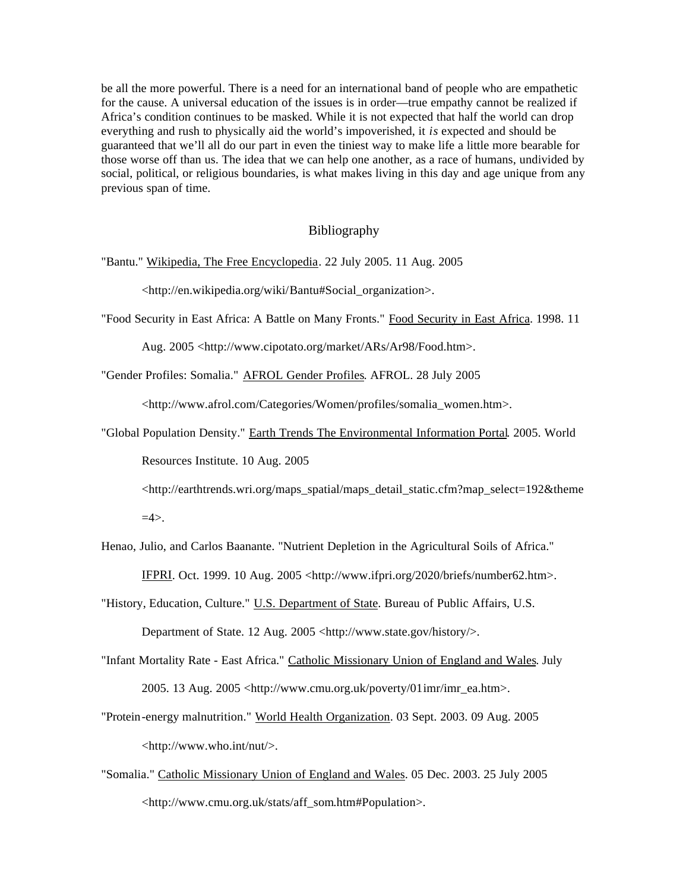be all the more powerful. There is a need for an international band of people who are empathetic for the cause. A universal education of the issues is in order—true empathy cannot be realized if Africa's condition continues to be masked. While it is not expected that half the world can drop everything and rush to physically aid the world's impoverished, it *is* expected and should be guaranteed that we'll all do our part in even the tiniest way to make life a little more bearable for those worse off than us. The idea that we can help one another, as a race of humans, undivided by social, political, or religious boundaries, is what makes living in this day and age unique from any previous span of time.

## Bibliography

"Bantu." Wikipedia, The Free Encyclopedia. 22 July 2005. 11 Aug. 2005 <http://en.wikipedia.org/wiki/Bantu#Social_organization>.

"Food Security in East Africa: A Battle on Many Fronts." Food Security in East Africa. 1998. 11 Aug. 2005 <http://www.cipotato.org/market/ARs/Ar98/Food.htm>.

"Gender Profiles: Somalia." AFROL Gender Profiles. AFROL. 28 July 2005 <http://www.afrol.com/Categories/Women/profiles/somalia_women.htm>.

"Global Population Density." Earth Trends The Environmental Information Portal. 2005. World Resources Institute. 10 Aug. 2005 <http://earthtrends.wri.org/maps_spatial/maps_detail_static.cfm?map_select=192&theme=4>.

Henao, Julio, and Carlos Baanante. "Nutrient Depletion in the Agricultural Soils of Africa." IFPRI. Oct. 1999. 10 Aug. 2005 <http://www.ifpri.org/2020/briefs/number62.htm>.

"History, Education, Culture." U.S. Department of State. Bureau of Public Affairs, U.S. Department of State. 12 Aug. 2005 <http://www.state.gov/history/>.

"Infant Mortality Rate - East Africa." Catholic Missionary Union of England and Wales. July 2005. 13 Aug. 2005 <http://www.cmu.org.uk/poverty/01imr/imr_ea.htm>.

"Protein-energy malnutrition." World Health Organization. 03 Sept. 2003. 09 Aug. 2005 <http://www.who.int/nut/>.

"Somalia." Catholic Missionary Union of England and Wales. 05 Dec. 2003. 25 July 2005 <http://www.cmu.org.uk/stats/aff_som.htm#Population>.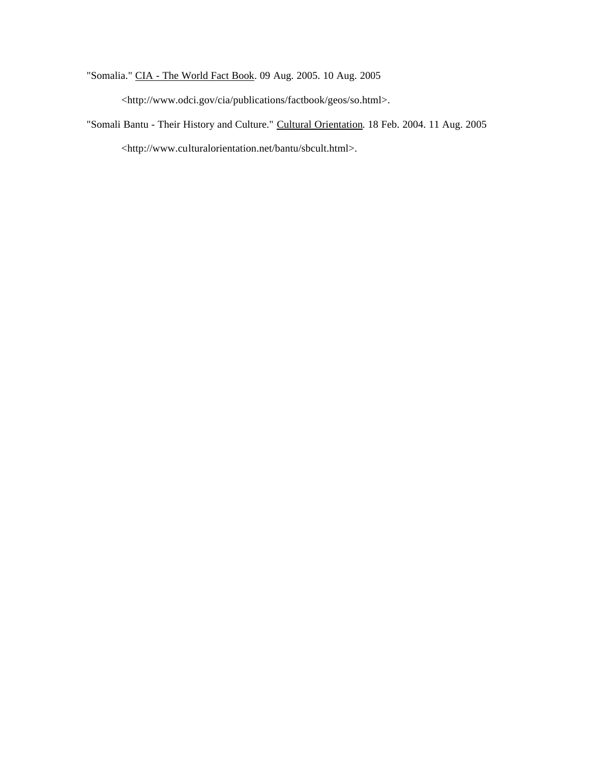"Somalia." CIA - The World Fact Book. 09 Aug. 2005. 10 Aug. 2005 <http://www.odci.gov/cia/publications/factbook/geos/so.html>.

"Somali Bantu - Their History and Culture." Cultural Orientation. 18 Feb. 2004. 11 Aug. 2005 <http://www.culturalorientation.net/bantu/sbcult.html>.